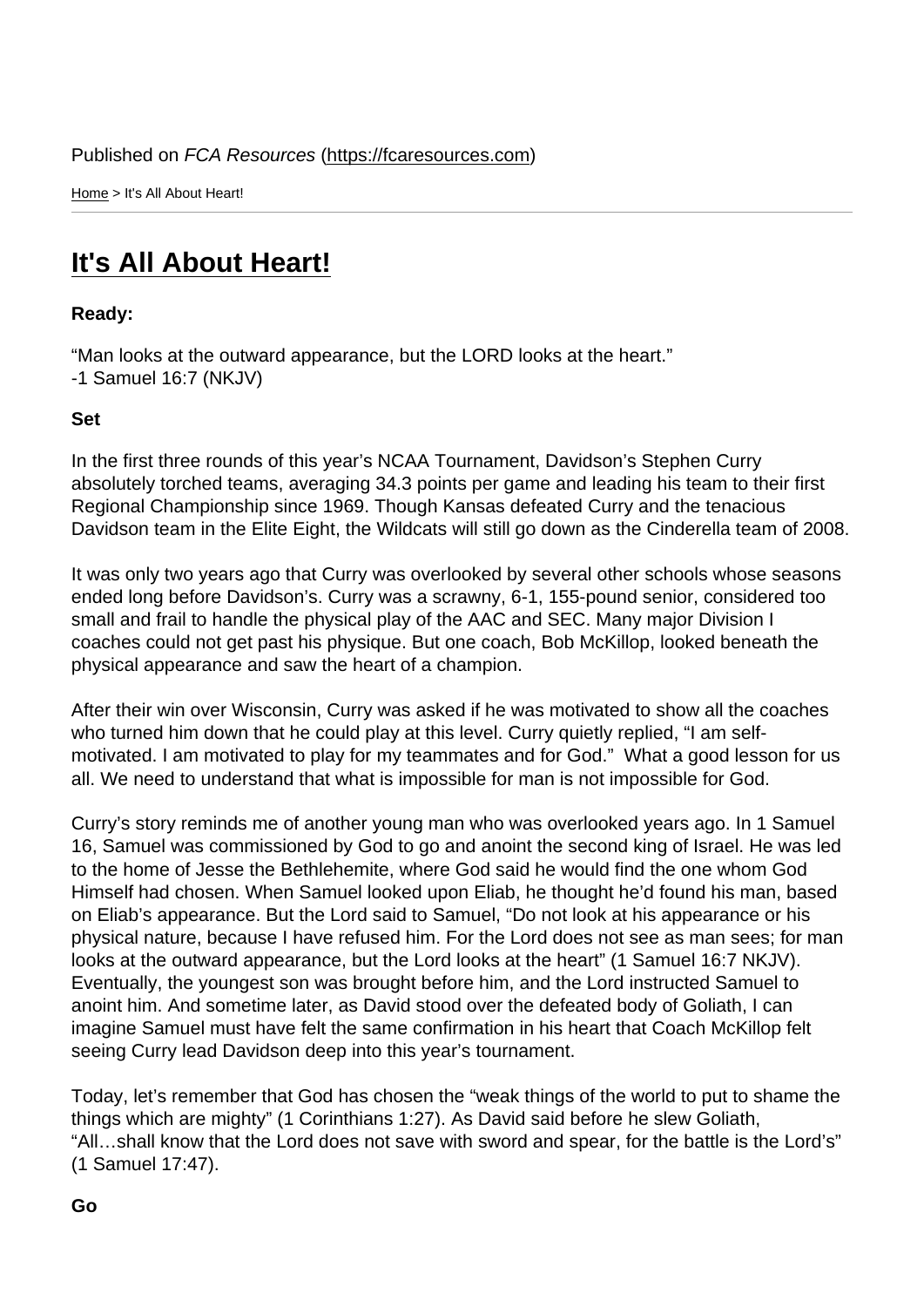Published on *FCA Resources* (https://fcaresources.com)

Home > It's All About Heart!

# It's All About Heart!

**Ready:**

"Man looks at the outward appearance, but the LORD looks at the heart."
-1 Samuel 16:7 (NKJV)

**Set**

In the first three rounds of this year's NCAA Tournament, Davidson's Stephen Curry absolutely torched teams, averaging 34.3 points per game and leading his team to their first Regional Championship since 1969. Though Kansas defeated Curry and the tenacious Davidson team in the Elite Eight, the Wildcats will still go down as the Cinderella team of 2008.

It was only two years ago that Curry was overlooked by several other schools whose seasons ended long before Davidson's. Curry was a scrawny, 6-1, 155-pound senior, considered too small and frail to handle the physical play of the AAC and SEC. Many major Division I coaches could not get past his physique. But one coach, Bob McKillop, looked beneath the physical appearance and saw the heart of a champion.

After their win over Wisconsin, Curry was asked if he was motivated to show all the coaches who turned him down that he could play at this level. Curry quietly replied, "I am self-motivated. I am motivated to play for my teammates and for God." What a good lesson for us all. We need to understand that what is impossible for man is not impossible for God.

Curry's story reminds me of another young man who was overlooked years ago. In 1 Samuel 16, Samuel was commissioned by God to go and anoint the second king of Israel. He was led to the home of Jesse the Bethlehemite, where God said he would find the one whom God Himself had chosen. When Samuel looked upon Eliab, he thought he'd found his man, based on Eliab's appearance. But the Lord said to Samuel, "Do not look at his appearance or his physical nature, because I have refused him. For the Lord does not see as man sees; for man looks at the outward appearance, but the Lord looks at the heart" (1 Samuel 16:7 NKJV). Eventually, the youngest son was brought before him, and the Lord instructed Samuel to anoint him. And sometime later, as David stood over the defeated body of Goliath, I can imagine Samuel must have felt the same confirmation in his heart that Coach McKillop felt seeing Curry lead Davidson deep into this year's tournament.

Today, let's remember that God has chosen the "weak things of the world to put to shame the things which are mighty" (1 Corinthians 1:27). As David said before he slew Goliath, "All…shall know that the Lord does not save with sword and spear, for the battle is the Lord's" (1 Samuel 17:47).

**Go**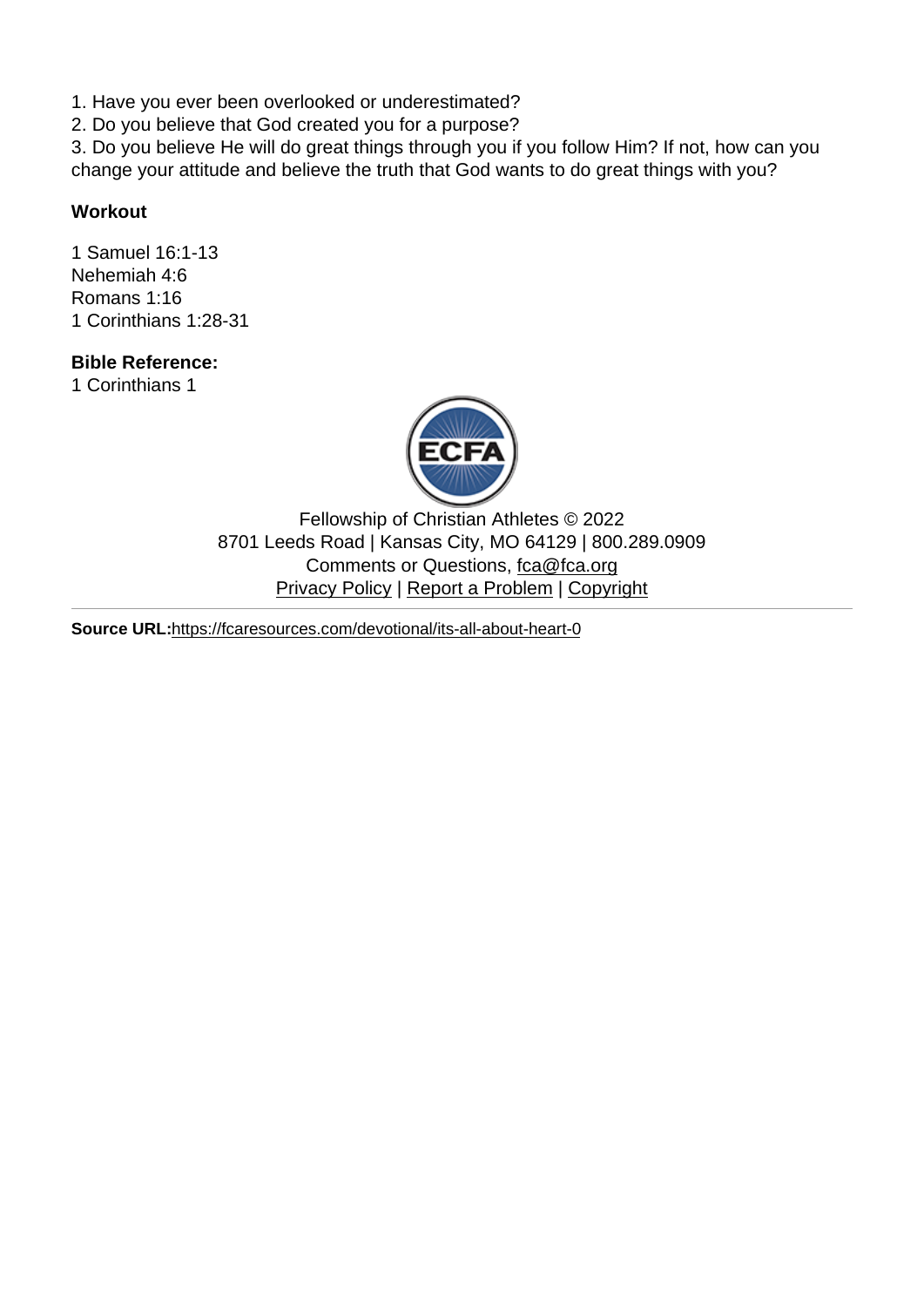1. Have you ever been overlooked or underestimated?
2. Do you believe that God created you for a purpose?
3. Do you believe He will do great things through you if you follow Him? If not, how can you change your attitude and believe the truth that God wants to do great things with you?

**Workout**

1 Samuel 16:1-13
Nehemiah 4:6
Romans 1:16
1 Corinthians 1:28-31

**Bible Reference:**
1 Corinthians 1

Fellowship of Christian Athletes © 2022
8701 Leeds Road | Kansas City, MO 64129 | 800.289.0909
Comments or Questions, fca@fca.org
Privacy Policy | Report a Problem | Copyright

**Source URL:**https://fcaresources.com/devotional/its-all-about-heart-0